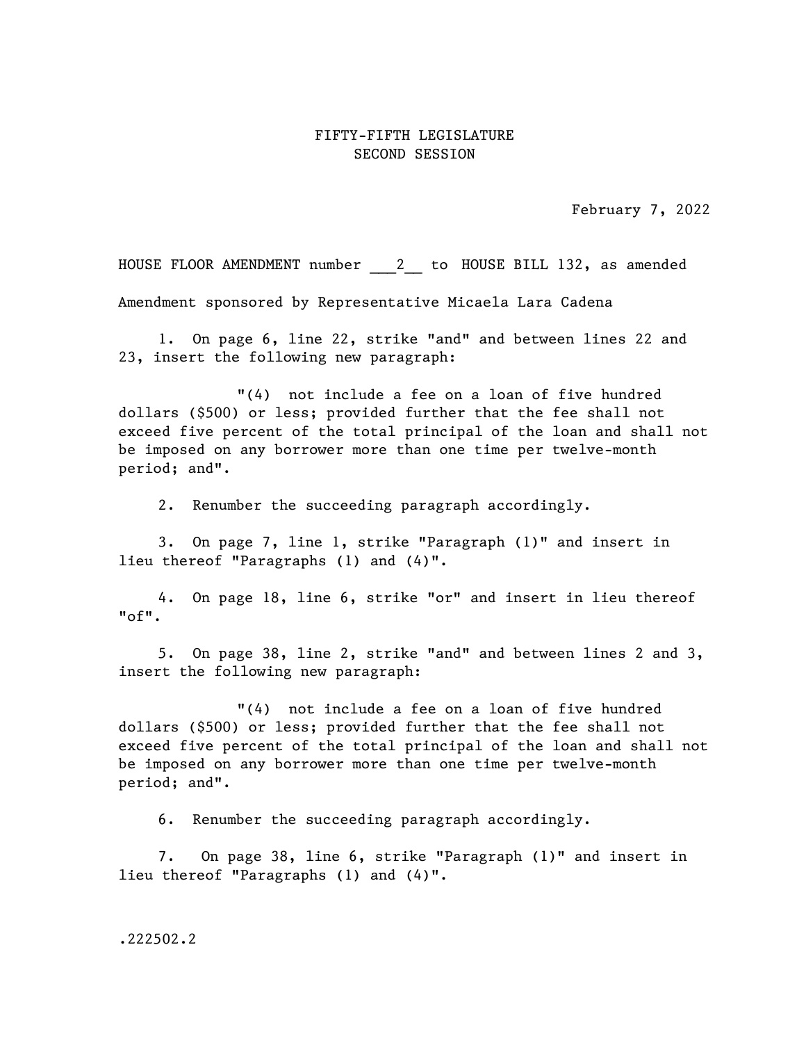FIFTY-FIFTH LEGISLATURE
SECOND SESSION

February 7, 2022

HOUSE FLOOR AMENDMENT number ___2__ to HOUSE BILL 132, as amended

Amendment sponsored by Representative Micaela Lara Cadena

1. On page 6, line 22, strike "and" and between lines 22 and 23, insert the following new paragraph:

"(4) not include a fee on a loan of five hundred dollars ($500) or less; provided further that the fee shall not exceed five percent of the total principal of the loan and shall not be imposed on any borrower more than one time per twelve-month period; and".

2. Renumber the succeeding paragraph accordingly.

3. On page 7, line 1, strike "Paragraph (1)" and insert in lieu thereof "Paragraphs (1) and (4)".

4. On page 18, line 6, strike "or" and insert in lieu thereof "of".

5. On page 38, line 2, strike "and" and between lines 2 and 3, insert the following new paragraph:

"(4) not include a fee on a loan of five hundred dollars ($500) or less; provided further that the fee shall not exceed five percent of the total principal of the loan and shall not be imposed on any borrower more than one time per twelve-month period; and".

6. Renumber the succeeding paragraph accordingly.

7. On page 38, line 6, strike "Paragraph (1)" and insert in lieu thereof "Paragraphs (1) and (4)".

.222502.2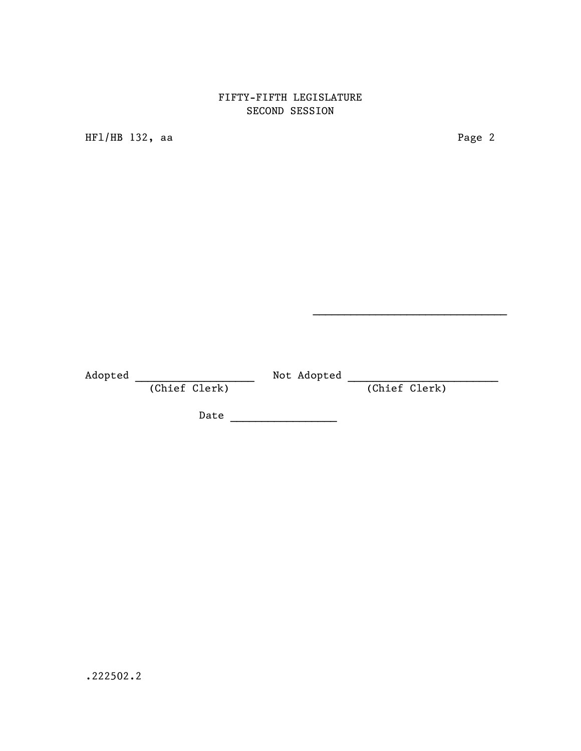FIFTY-FIFTH LEGISLATURE
SECOND SESSION

HFl/HB 132, aa

______________________________

Adopted ___________________ (Chief Clerk)    Not Adopted ________________________ (Chief Clerk)

Date _________________

.222502.2